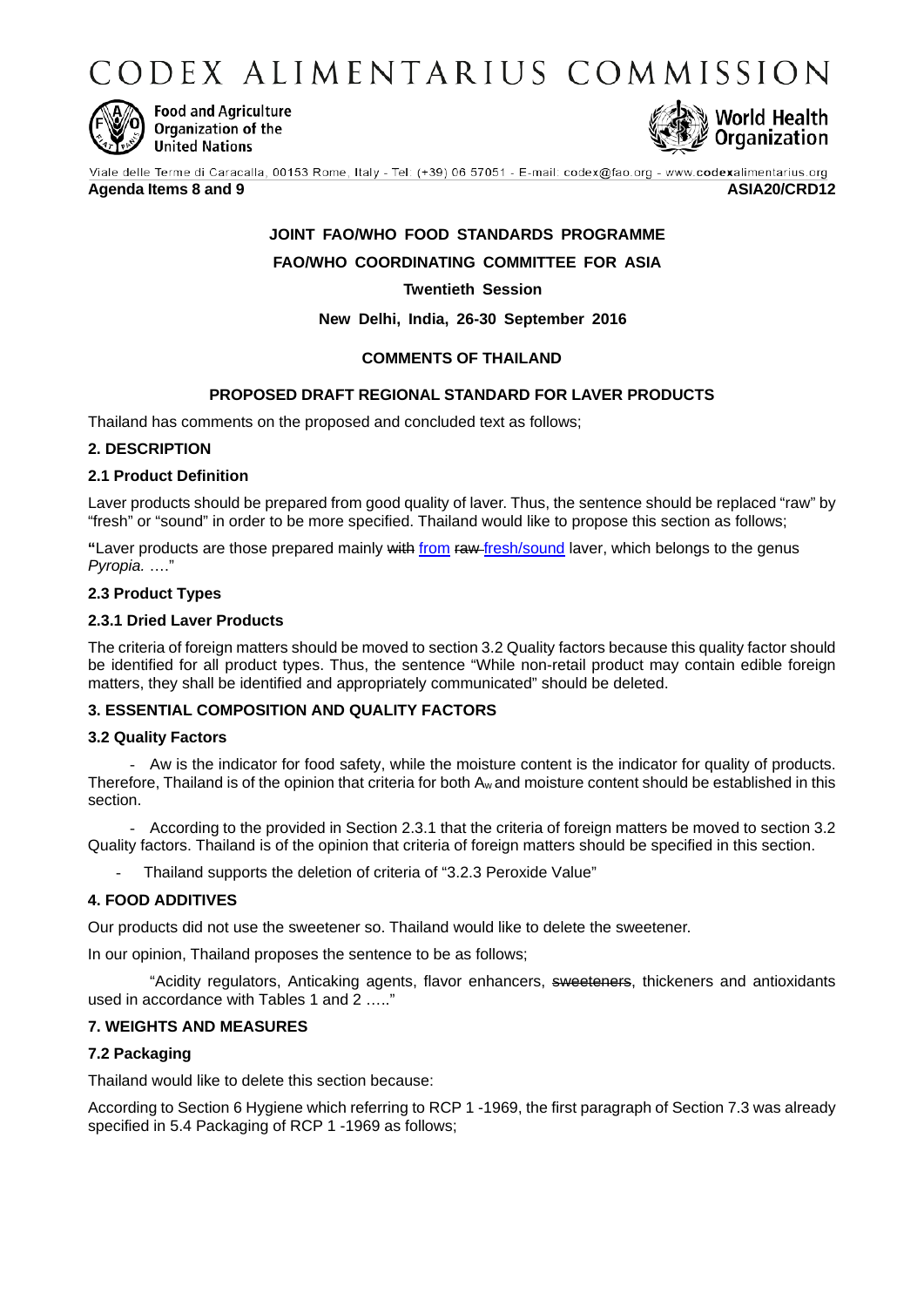# CODEX ALIMENTARIUS COMMISSION

Food and Agriculture Organization of the United Nations

World Health Organization

Viale delle Terme di Caracalla, 00153 Rome, Italy - Tel: (+39) 06 57051 - E-mail: codex@fao.org - www.codexalimentarius.org

**Agenda Items 8 and 9** **ASIA20/CRD12**

**JOINT FAO/WHO FOOD STANDARDS PROGRAMME**

**FAO/WHO COORDINATING COMMITTEE FOR ASIA**

**Twentieth Session**

**New Delhi, India, 26-30 September 2016**

**COMMENTS OF THAILAND**

**PROPOSED DRAFT REGIONAL STANDARD FOR LAVER PRODUCTS**

Thailand has comments on the proposed and concluded text as follows;

### 2. DESCRIPTION

#### 2.1 Product Definition

Laver products should be prepared from good quality of laver. Thus, the sentence should be replaced "raw" by "fresh" or "sound" in order to be more specified. Thailand would like to propose this section as follows;

**"**Laver products are those prepared mainly ~~with~~ from ~~raw~~ fresh/sound laver, which belongs to the genus *Pyropia.* …."

#### 2.3 Product Types

#### 2.3.1 Dried Laver Products

The criteria of foreign matters should be moved to section 3.2 Quality factors because this quality factor should be identified for all product types. Thus, the sentence "While non-retail product may contain edible foreign matters, they shall be identified and appropriately communicated" should be deleted.

### 3. ESSENTIAL COMPOSITION AND QUALITY FACTORS

#### 3.2 Quality Factors

- Aw is the indicator for food safety, while the moisture content is the indicator for quality of products. Therefore, Thailand is of the opinion that criteria for both $A_w$ and moisture content should be established in this section.

- According to the provided in Section 2.3.1 that the criteria of foreign matters be moved to section 3.2 Quality factors. Thailand is of the opinion that criteria of foreign matters should be specified in this section.

- Thailand supports the deletion of criteria of "3.2.3 Peroxide Value"

### 4. FOOD ADDITIVES

Our products did not use the sweetener so. Thailand would like to delete the sweetener.

In our opinion, Thailand proposes the sentence to be as follows;

"Acidity regulators, Anticaking agents, flavor enhancers, ~~sweeteners~~, thickeners and antioxidants used in accordance with Tables 1 and 2 ….."

### 7. WEIGHTS AND MEASURES

#### 7.2 Packaging

Thailand would like to delete this section because:

According to Section 6 Hygiene which referring to RCP 1 -1969, the first paragraph of Section 7.3 was already specified in 5.4 Packaging of RCP 1 -1969 as follows;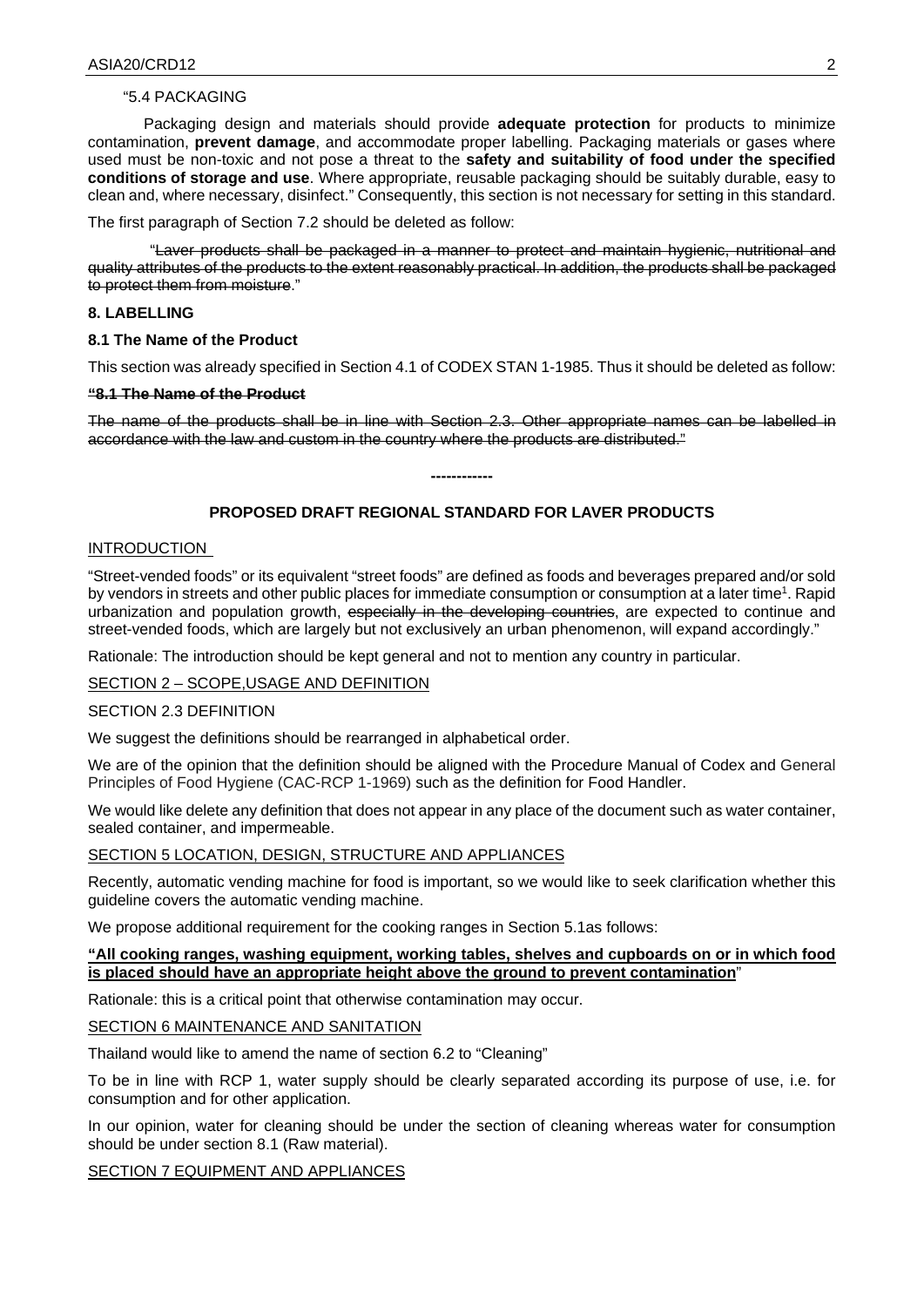"5.4 PACKAGING

Packaging design and materials should provide **adequate protection** for products to minimize contamination, **prevent damage**, and accommodate proper labelling. Packaging materials or gases where used must be non-toxic and not pose a threat to the **safety and suitability of food under the specified conditions of storage and use**. Where appropriate, reusable packaging should be suitably durable, easy to clean and, where necessary, disinfect." Consequently, this section is not necessary for setting in this standard.

The first paragraph of Section 7.2 should be deleted as follow:

"~~Laver products shall be packaged in a manner to protect and maintain hygienic, nutritional and quality attributes of the products to the extent reasonably practical. In addition, the products shall be packaged to protect them from moisture~~."

**8. LABELLING**

**8.1 The Name of the Product**

This section was already specified in Section 4.1 of CODEX STAN 1-1985. Thus it should be deleted as follow:

**~~"8.1 The Name of the Product~~**

~~The name of the products shall be in line with Section 2.3. Other appropriate names can be labelled in accordance with the law and custom in the country where the products are distributed."~~

**------------**

**PROPOSED DRAFT REGIONAL STANDARD FOR LAVER PRODUCTS**

INTRODUCTION

"Street-vended foods" or its equivalent "street foods" are defined as foods and beverages prepared and/or sold by vendors in streets and other public places for immediate consumption or consumption at a later time[1]. Rapid urbanization and population growth, ~~especially in the developing countries~~, are expected to continue and street-vended foods, which are largely but not exclusively an urban phenomenon, will expand accordingly."

Rationale: The introduction should be kept general and not to mention any country in particular.

SECTION 2 – SCOPE,USAGE AND DEFINITION

SECTION 2.3 DEFINITION

We suggest the definitions should be rearranged in alphabetical order.

We are of the opinion that the definition should be aligned with the Procedure Manual of Codex and General Principles of Food Hygiene (CAC-RCP 1-1969) such as the definition for Food Handler.

We would like delete any definition that does not appear in any place of the document such as water container, sealed container, and impermeable.

SECTION 5 LOCATION, DESIGN, STRUCTURE AND APPLIANCES

Recently, automatic vending machine for food is important, so we would like to seek clarification whether this guideline covers the automatic vending machine.

We propose additional requirement for the cooking ranges in Section 5.1as follows:

**"All cooking ranges, washing equipment, working tables, shelves and cupboards on or in which food is placed should have an appropriate height above the ground to prevent contamination**"

Rationale: this is a critical point that otherwise contamination may occur.

SECTION 6 MAINTENANCE AND SANITATION

Thailand would like to amend the name of section 6.2 to "Cleaning"

To be in line with RCP 1, water supply should be clearly separated according its purpose of use, i.e. for consumption and for other application.

In our opinion, water for cleaning should be under the section of cleaning whereas water for consumption should be under section 8.1 (Raw material).

SECTION 7 EQUIPMENT AND APPLIANCES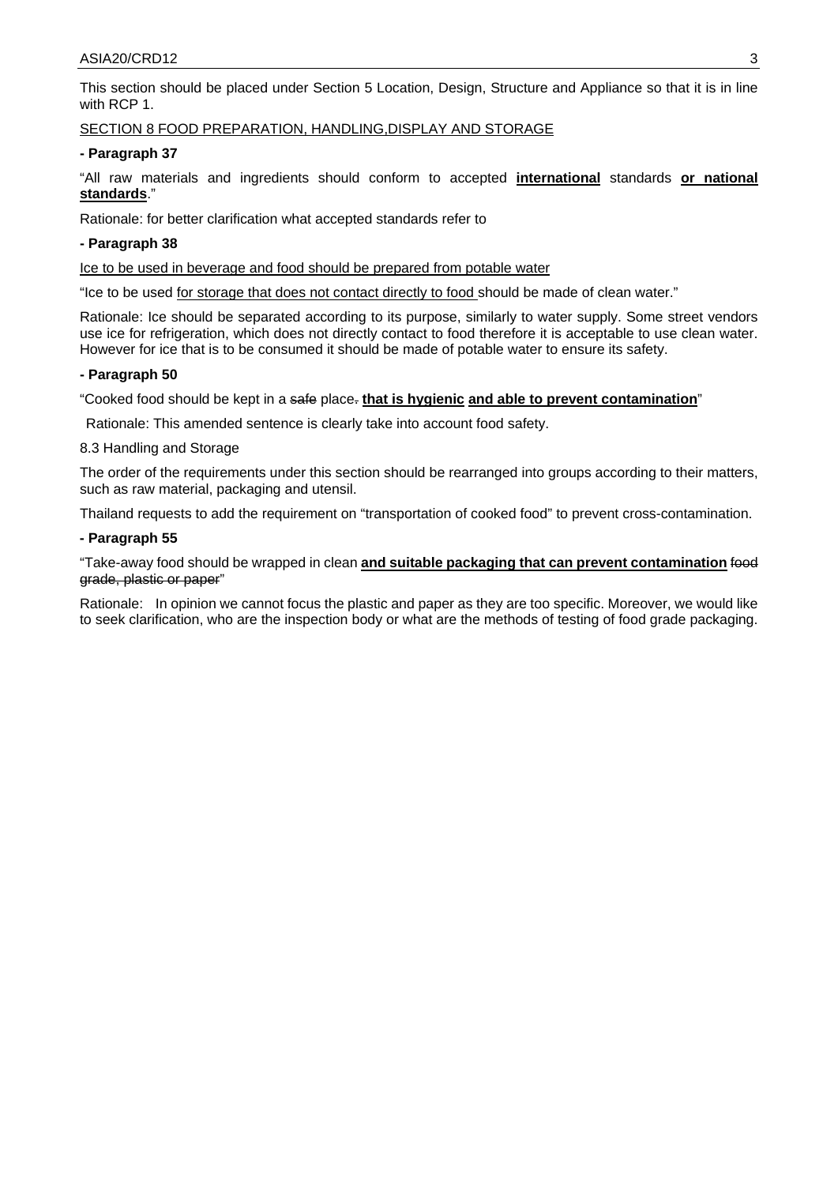This section should be placed under Section 5 Location, Design, Structure and Appliance so that it is in line with RCP 1.

<u>SECTION 8 FOOD PREPARATION, HANDLING,DISPLAY AND STORAGE</u>

**- Paragraph 37**

"All raw materials and ingredients should conform to accepted <u>**international**</u> standards <u>**or national standards**</u>."

Rationale: for better clarification what accepted standards refer to

**- Paragraph 38**

<u>Ice to be used in beverage and food should be prepared from potable water</u>

"Ice to be used <u>for storage that does not contact directly to food</u> should be made of clean water."

Rationale: Ice should be separated according to its purpose, similarly to water supply. Some street vendors use ice for refrigeration, which does not directly contact to food therefore it is acceptable to use clean water. However for ice that is to be consumed it should be made of potable water to ensure its safety.

**- Paragraph 50**

"Cooked food should be kept in a ~~safe~~ place~~.~~ <u>**that is hygienic**</u> <u>**and able to prevent contamination**</u>"

Rationale: This amended sentence is clearly take into account food safety.

8.3 Handling and Storage

The order of the requirements under this section should be rearranged into groups according to their matters, such as raw material, packaging and utensil.

Thailand requests to add the requirement on "transportation of cooked food" to prevent cross-contamination.

**- Paragraph 55**

"Take-away food should be wrapped in clean <u>**and suitable packaging that can prevent contamination**</u> ~~food grade, plastic or paper~~"

Rationale: In opinion we cannot focus the plastic and paper as they are too specific. Moreover, we would like to seek clarification, who are the inspection body or what are the methods of testing of food grade packaging.